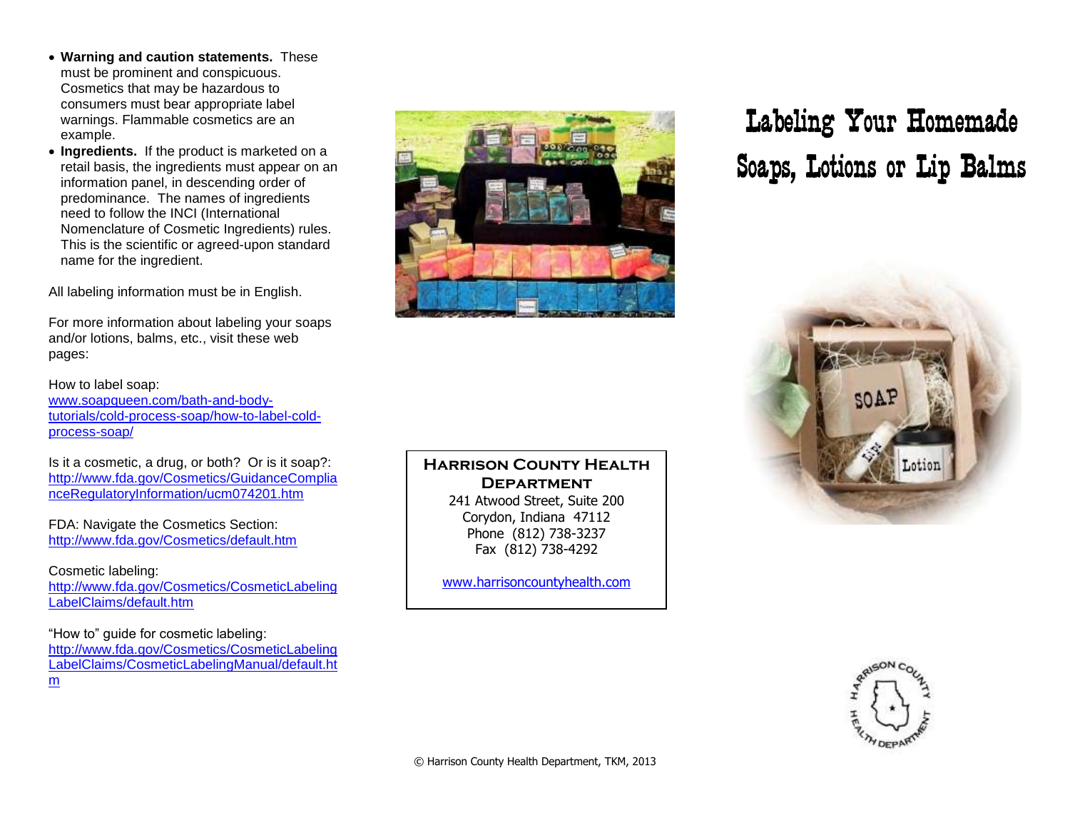- **Warning and caution statements.** These must be prominent and conspicuous. Cosmetics that may be hazardous to consumers must bear appropriate label warnings. Flammable cosmetics are an example.
- **Ingredients.** If the product is marketed on a retail basis, the ingredients must appear on an information panel, in descending order of predominance. The names of ingredients need to follow the INCI (International Nomenclature of Cosmetic Ingredients) rules. This is the scientific or agreed-upon standard name for the ingredient.

All labeling information must be in English.

For more information about labeling your soaps and/or lotions, balms, etc., visit these web pages:

How to label soap:
www.soapqueen.com/bath-and-body-tutorials/cold-process-soap/how-to-label-cold-process-soap/

Is it a cosmetic, a drug, or both? Or is it soap?:
http://www.fda.gov/Cosmetics/GuidanceComplianceRegulatoryInformation/ucm074201.htm

FDA: Navigate the Cosmetics Section:
http://www.fda.gov/Cosmetics/default.htm

Cosmetic labeling:
http://www.fda.gov/Cosmetics/CosmeticLabelingLabelClaims/default.htm

"How to" guide for cosmetic labeling:
http://www.fda.gov/Cosmetics/CosmeticLabelingLabelClaims/CosmeticLabelingManual/default.htm

**Harrison County Health Department**
241 Atwood Street, Suite 200
Corydon, Indiana 47112
Phone (812) 738-3237
Fax (812) 738-4292

www.harrisoncountyhealth.com

© Harrison County Health Department, TKM, 2013

# Labeling Your Homemade Soaps, Lotions or Lip Balms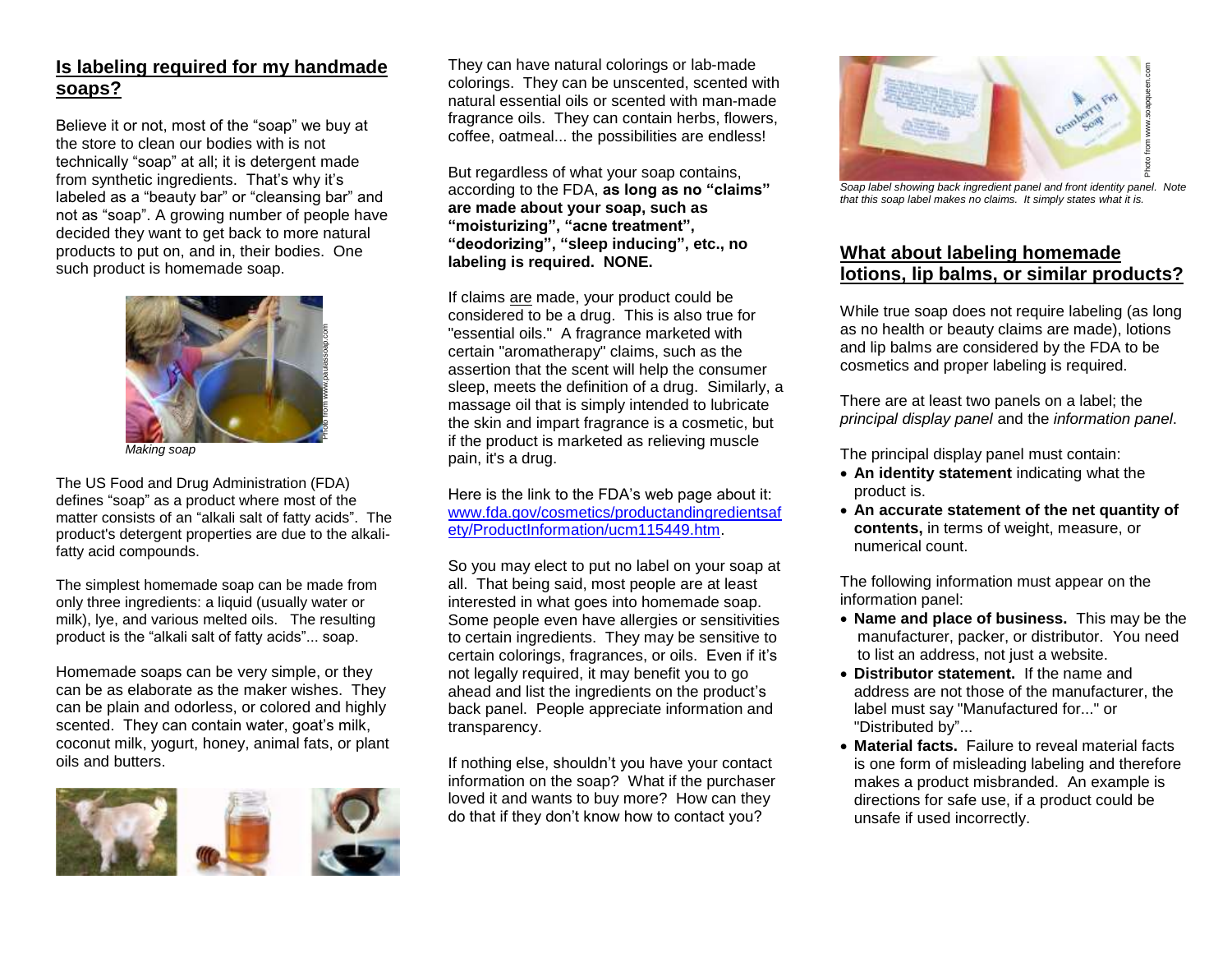## Is labeling required for my handmade soaps?

Believe it or not, most of the "soap" we buy at the store to clean our bodies with is not technically "soap" at all; it is detergent made from synthetic ingredients. That's why it's labeled as a "beauty bar" or "cleansing bar" and not as "soap". A growing number of people have decided they want to get back to more natural products to put on, and in, their bodies. One such product is homemade soap.

Photo from www.paulassoap.com

*Making soap*

The US Food and Drug Administration (FDA) defines "soap" as a product where most of the matter consists of an "alkali salt of fatty acids". The product's detergent properties are due to the alkali-fatty acid compounds.

The simplest homemade soap can be made from only three ingredients: a liquid (usually water or milk), lye, and various melted oils. The resulting product is the "alkali salt of fatty acids"... soap.

Homemade soaps can be very simple, or they can be as elaborate as the maker wishes. They can be plain and odorless, or colored and highly scented. They can contain water, goat's milk, coconut milk, yogurt, honey, animal fats, or plant oils and butters.

They can have natural colorings or lab-made colorings. They can be unscented, scented with natural essential oils or scented with man-made fragrance oils. They can contain herbs, flowers, coffee, oatmeal... the possibilities are endless!

But regardless of what your soap contains, according to the FDA, **as long as no "claims" are made about your soap, such as "moisturizing", "acne treatment", "deodorizing", "sleep inducing", etc., no labeling is required. NONE.**

If claims <u>are</u> made, your product could be considered to be a drug. This is also true for "essential oils." A fragrance marketed with certain "aromatherapy" claims, such as the assertion that the scent will help the consumer sleep, meets the definition of a drug. Similarly, a massage oil that is simply intended to lubricate the skin and impart fragrance is a cosmetic, but if the product is marketed as relieving muscle pain, it's a drug.

Here is the link to the FDA's web page about it: [www.fda.gov/cosmetics/productandingredientsafety/ProductInformation/ucm115449.htm](http://www.fda.gov/cosmetics/productandingredientsafety/ProductInformation/ucm115449.htm).

So you may elect to put no label on your soap at all. That being said, most people are at least interested in what goes into homemade soap. Some people even have allergies or sensitivities to certain ingredients. They may be sensitive to certain colorings, fragrances, or oils. Even if it's not legally required, it may benefit you to go ahead and list the ingredients on the product's back panel. People appreciate information and transparency.

If nothing else, shouldn't you have your contact information on the soap? What if the purchaser loved it and wants to buy more? How can they do that if they don't know how to contact you?

Photo from www.soapqueen.com

*Soap label showing back ingredient panel and front identity panel. Note that this soap label makes no claims. It simply states what it is.*

## What about labeling homemade lotions, lip balms, or similar products?

While true soap does not require labeling (as long as no health or beauty claims are made), lotions and lip balms are considered by the FDA to be cosmetics and proper labeling is required.

There are at least two panels on a label; the *principal display panel* and the *information panel*.

The principal display panel must contain:

- **An identity statement** indicating what the product is.
- **An accurate statement of the net quantity of contents,** in terms of weight, measure, or numerical count.

The following information must appear on the information panel:

- **Name and place of business.** This may be the manufacturer, packer, or distributor. You need to list an address, not just a website.
- **Distributor statement.** If the name and address are not those of the manufacturer, the label must say "Manufactured for..." or "Distributed by"...
- **Material facts.** Failure to reveal material facts is one form of misleading labeling and therefore makes a product misbranded. An example is directions for safe use, if a product could be unsafe if used incorrectly.